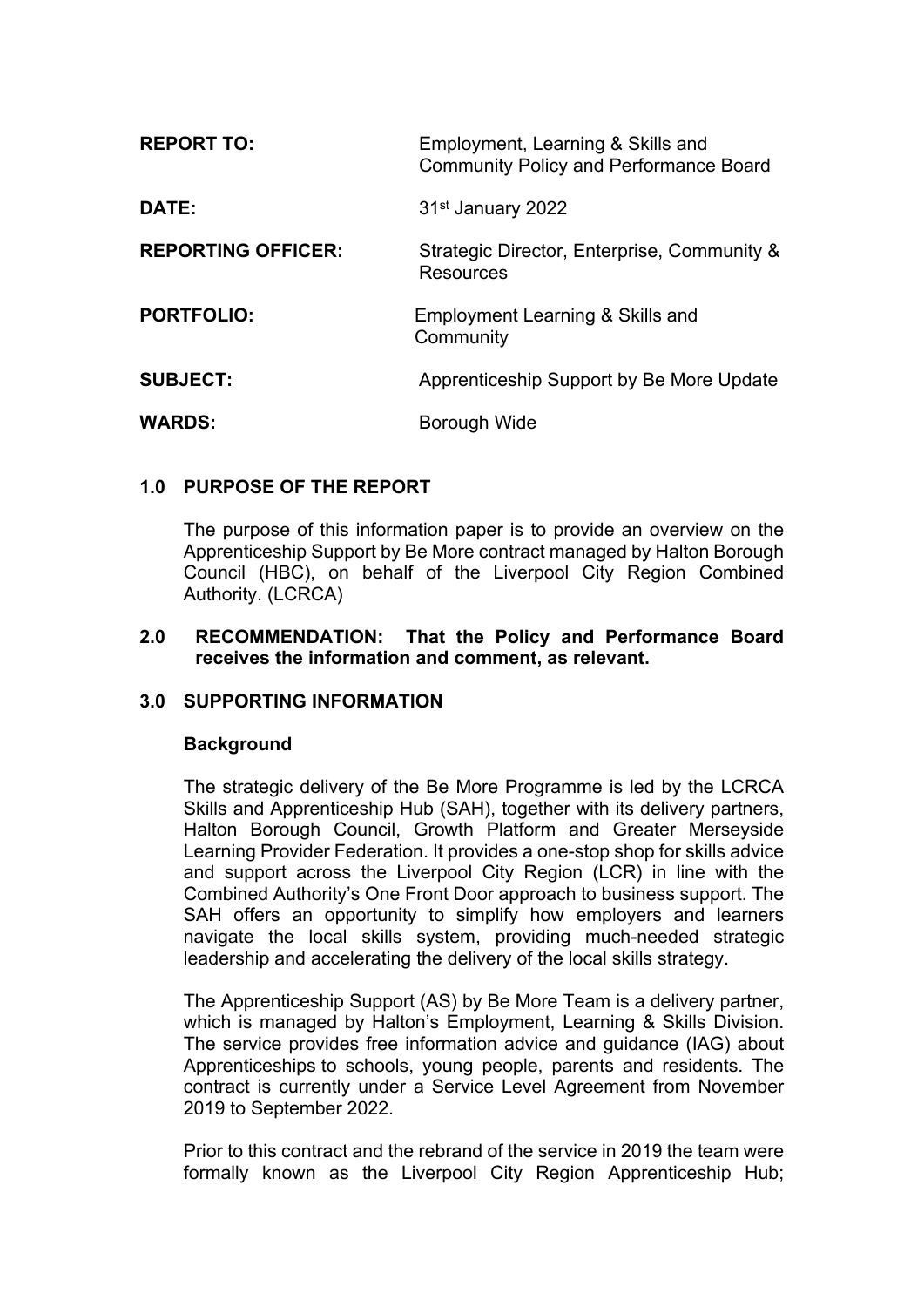| | |
|---|---|
| **REPORT TO:** | Employment, Learning & Skills and Community Policy and Performance Board |
| **DATE:** | 31st January 2022 |
| **REPORTING OFFICER:** | Strategic Director, Enterprise, Community & Resources |
| **PORTFOLIO:** | Employment Learning & Skills and Community |
| **SUBJECT:** | Apprenticeship Support by Be More Update |
| **WARDS:** | Borough Wide |

## 1.0 PURPOSE OF THE REPORT

The purpose of this information paper is to provide an overview on the Apprenticeship Support by Be More contract managed by Halton Borough Council (HBC), on behalf of the Liverpool City Region Combined Authority. (LCRCA)

## 2.0 RECOMMENDATION: That the Policy and Performance Board receives the information and comment, as relevant.

## 3.0 SUPPORTING INFORMATION

### Background

The strategic delivery of the Be More Programme is led by the LCRCA Skills and Apprenticeship Hub (SAH), together with its delivery partners, Halton Borough Council, Growth Platform and Greater Merseyside Learning Provider Federation. It provides a one-stop shop for skills advice and support across the Liverpool City Region (LCR) in line with the Combined Authority's One Front Door approach to business support. The SAH offers an opportunity to simplify how employers and learners navigate the local skills system, providing much-needed strategic leadership and accelerating the delivery of the local skills strategy.

The Apprenticeship Support (AS) by Be More Team is a delivery partner, which is managed by Halton's Employment, Learning & Skills Division. The service provides free information advice and guidance (IAG) about Apprenticeships to schools, young people, parents and residents. The contract is currently under a Service Level Agreement from November 2019 to September 2022.

Prior to this contract and the rebrand of the service in 2019 the team were formally known as the Liverpool City Region Apprenticeship Hub;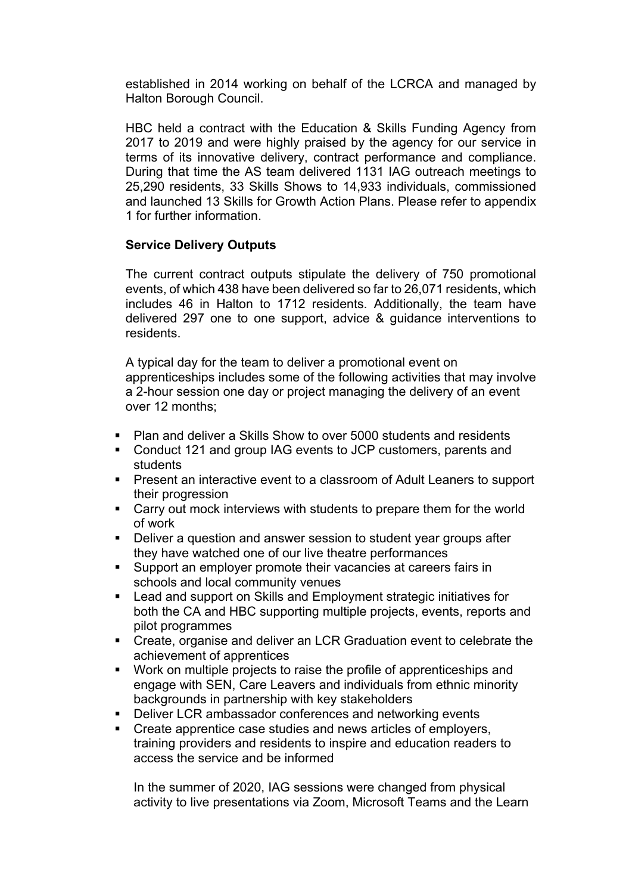established in 2014 working on behalf of the LCRCA and managed by Halton Borough Council.

HBC held a contract with the Education & Skills Funding Agency from 2017 to 2019 and were highly praised by the agency for our service in terms of its innovative delivery, contract performance and compliance. During that time the AS team delivered 1131 IAG outreach meetings to 25,290 residents, 33 Skills Shows to 14,933 individuals, commissioned and launched 13 Skills for Growth Action Plans. Please refer to appendix 1 for further information.

**Service Delivery Outputs**

The current contract outputs stipulate the delivery of 750 promotional events, of which 438 have been delivered so far to 26,071 residents, which includes 46 in Halton to 1712 residents. Additionally, the team have delivered 297 one to one support, advice & guidance interventions to residents.

A typical day for the team to deliver a promotional event on apprenticeships includes some of the following activities that may involve a 2-hour session one day or project managing the delivery of an event over 12 months;

- Plan and deliver a Skills Show to over 5000 students and residents
- Conduct 121 and group IAG events to JCP customers, parents and students
- Present an interactive event to a classroom of Adult Leaners to support their progression
- Carry out mock interviews with students to prepare them for the world of work
- Deliver a question and answer session to student year groups after they have watched one of our live theatre performances
- Support an employer promote their vacancies at careers fairs in schools and local community venues
- Lead and support on Skills and Employment strategic initiatives for both the CA and HBC supporting multiple projects, events, reports and pilot programmes
- Create, organise and deliver an LCR Graduation event to celebrate the achievement of apprentices
- Work on multiple projects to raise the profile of apprenticeships and engage with SEN, Care Leavers and individuals from ethnic minority backgrounds in partnership with key stakeholders
- Deliver LCR ambassador conferences and networking events
- Create apprentice case studies and news articles of employers, training providers and residents to inspire and education readers to access the service and be informed

In the summer of 2020, IAG sessions were changed from physical activity to live presentations via Zoom, Microsoft Teams and the Learn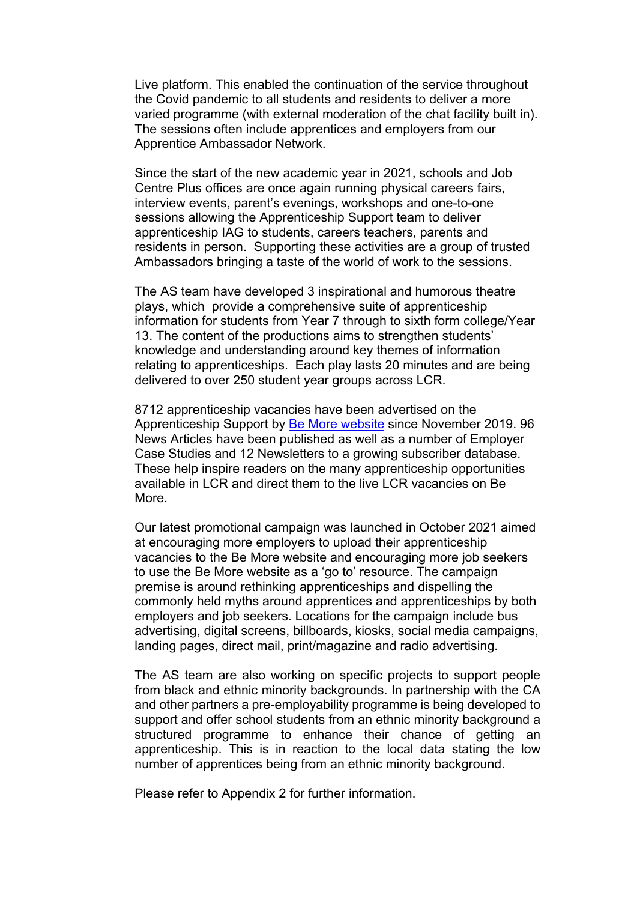Live platform. This enabled the continuation of the service throughout the Covid pandemic to all students and residents to deliver a more varied programme (with external moderation of the chat facility built in). The sessions often include apprentices and employers from our Apprentice Ambassador Network.

Since the start of the new academic year in 2021, schools and Job Centre Plus offices are once again running physical careers fairs, interview events, parent's evenings, workshops and one-to-one sessions allowing the Apprenticeship Support team to deliver apprenticeship IAG to students, careers teachers, parents and residents in person. Supporting these activities are a group of trusted Ambassadors bringing a taste of the world of work to the sessions.

The AS team have developed 3 inspirational and humorous theatre plays, which provide a comprehensive suite of apprenticeship information for students from Year 7 through to sixth form college/Year 13. The content of the productions aims to strengthen students' knowledge and understanding around key themes of information relating to apprenticeships. Each play lasts 20 minutes and are being delivered to over 250 student year groups across LCR.

8712 apprenticeship vacancies have been advertised on the Apprenticeship Support by Be More website since November 2019. 96 News Articles have been published as well as a number of Employer Case Studies and 12 Newsletters to a growing subscriber database. These help inspire readers on the many apprenticeship opportunities available in LCR and direct them to the live LCR vacancies on Be More.

Our latest promotional campaign was launched in October 2021 aimed at encouraging more employers to upload their apprenticeship vacancies to the Be More website and encouraging more job seekers to use the Be More website as a 'go to' resource. The campaign premise is around rethinking apprenticeships and dispelling the commonly held myths around apprentices and apprenticeships by both employers and job seekers. Locations for the campaign include bus advertising, digital screens, billboards, kiosks, social media campaigns, landing pages, direct mail, print/magazine and radio advertising.

The AS team are also working on specific projects to support people from black and ethnic minority backgrounds. In partnership with the CA and other partners a pre-employability programme is being developed to support and offer school students from an ethnic minority background a structured programme to enhance their chance of getting an apprenticeship. This is in reaction to the local data stating the low number of apprentices being from an ethnic minority background.

Please refer to Appendix 2 for further information.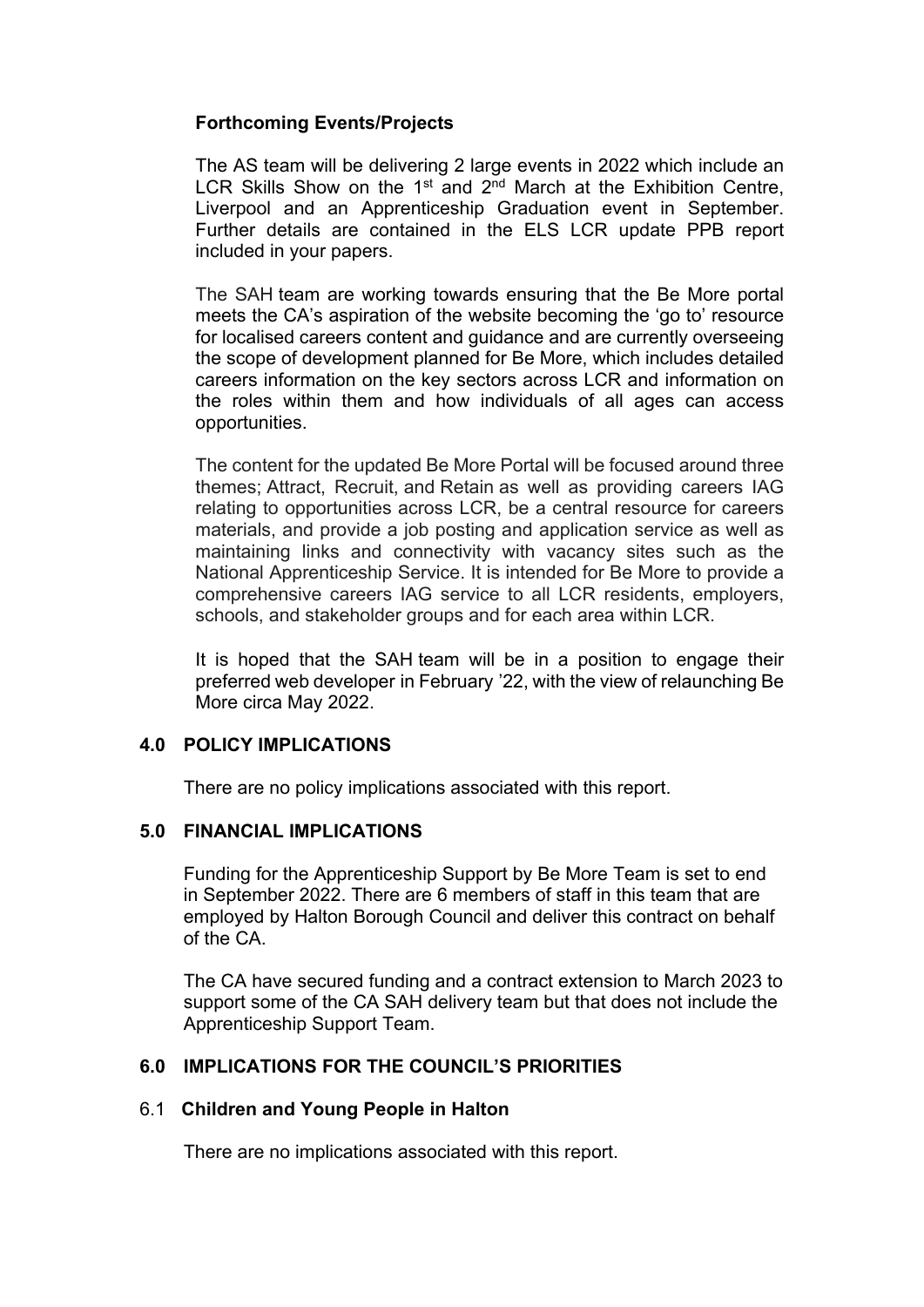**Forthcoming Events/Projects**

The AS team will be delivering 2 large events in 2022 which include an LCR Skills Show on the 1st and 2nd March at the Exhibition Centre, Liverpool and an Apprenticeship Graduation event in September. Further details are contained in the ELS LCR update PPB report included in your papers.

The SAH team are working towards ensuring that the Be More portal meets the CA's aspiration of the website becoming the 'go to' resource for localised careers content and guidance and are currently overseeing the scope of development planned for Be More, which includes detailed careers information on the key sectors across LCR and information on the roles within them and how individuals of all ages can access opportunities.

The content for the updated Be More Portal will be focused around three themes; Attract, Recruit, and Retain as well as providing careers IAG relating to opportunities across LCR, be a central resource for careers materials, and provide a job posting and application service as well as maintaining links and connectivity with vacancy sites such as the National Apprenticeship Service. It is intended for Be More to provide a comprehensive careers IAG service to all LCR residents, employers, schools, and stakeholder groups and for each area within LCR.

It is hoped that the SAH team will be in a position to engage their preferred web developer in February '22, with the view of relaunching Be More circa May 2022.

## 4.0 POLICY IMPLICATIONS

There are no policy implications associated with this report.

## 5.0 FINANCIAL IMPLICATIONS

Funding for the Apprenticeship Support by Be More Team is set to end in September 2022. There are 6 members of staff in this team that are employed by Halton Borough Council and deliver this contract on behalf of the CA.

The CA have secured funding and a contract extension to March 2023 to support some of the CA SAH delivery team but that does not include the Apprenticeship Support Team.

## 6.0 IMPLICATIONS FOR THE COUNCIL'S PRIORITIES

### 6.1 Children and Young People in Halton

There are no implications associated with this report.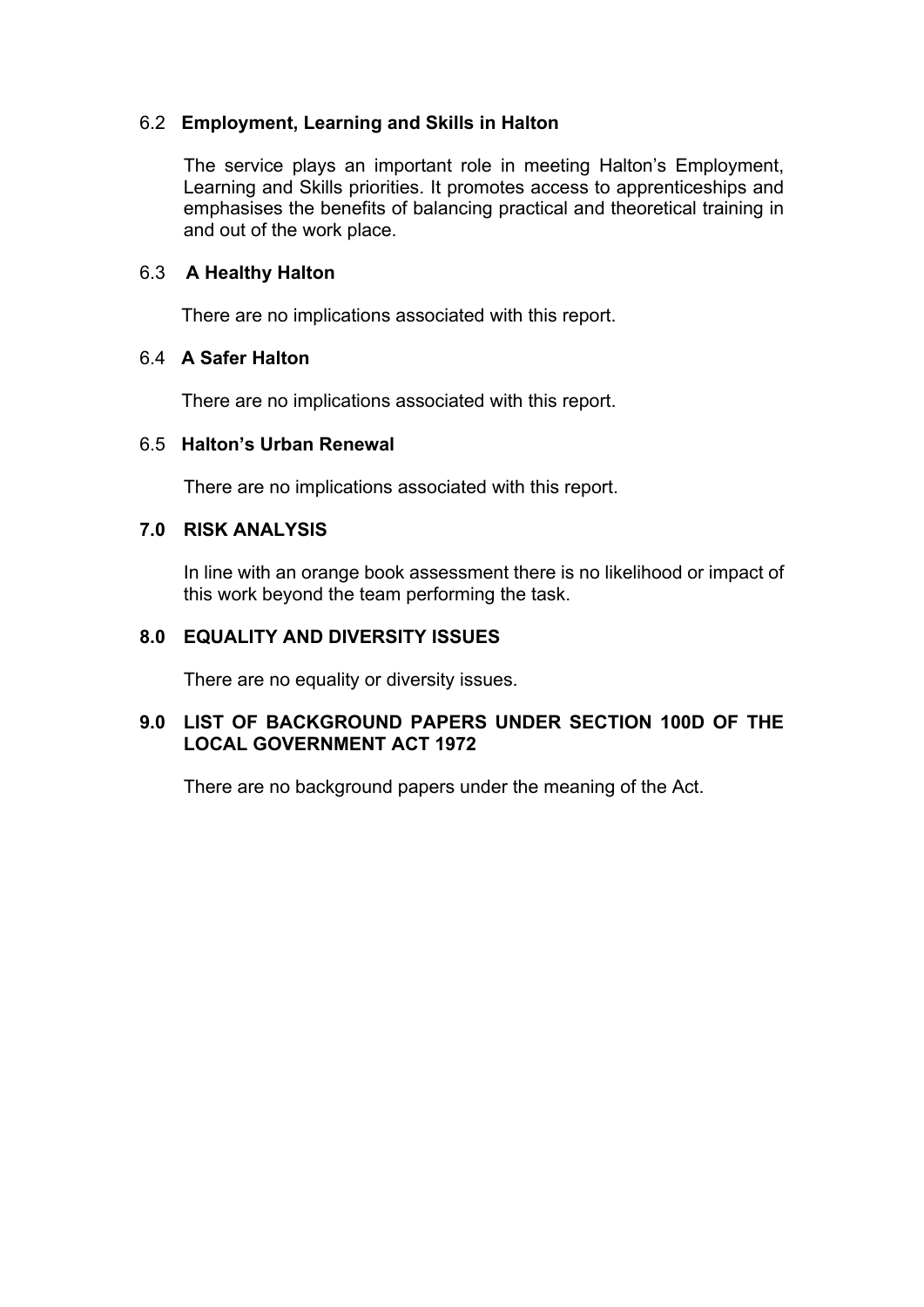### 6.2 Employment, Learning and Skills in Halton

The service plays an important role in meeting Halton's Employment, Learning and Skills priorities. It promotes access to apprenticeships and emphasises the benefits of balancing practical and theoretical training in and out of the work place.

### 6.3 A Healthy Halton

There are no implications associated with this report.

### 6.4 A Safer Halton

There are no implications associated with this report.

### 6.5 Halton's Urban Renewal

There are no implications associated with this report.

## 7.0 RISK ANALYSIS

In line with an orange book assessment there is no likelihood or impact of this work beyond the team performing the task.

## 8.0 EQUALITY AND DIVERSITY ISSUES

There are no equality or diversity issues.

## 9.0 LIST OF BACKGROUND PAPERS UNDER SECTION 100D OF THE LOCAL GOVERNMENT ACT 1972

There are no background papers under the meaning of the Act.